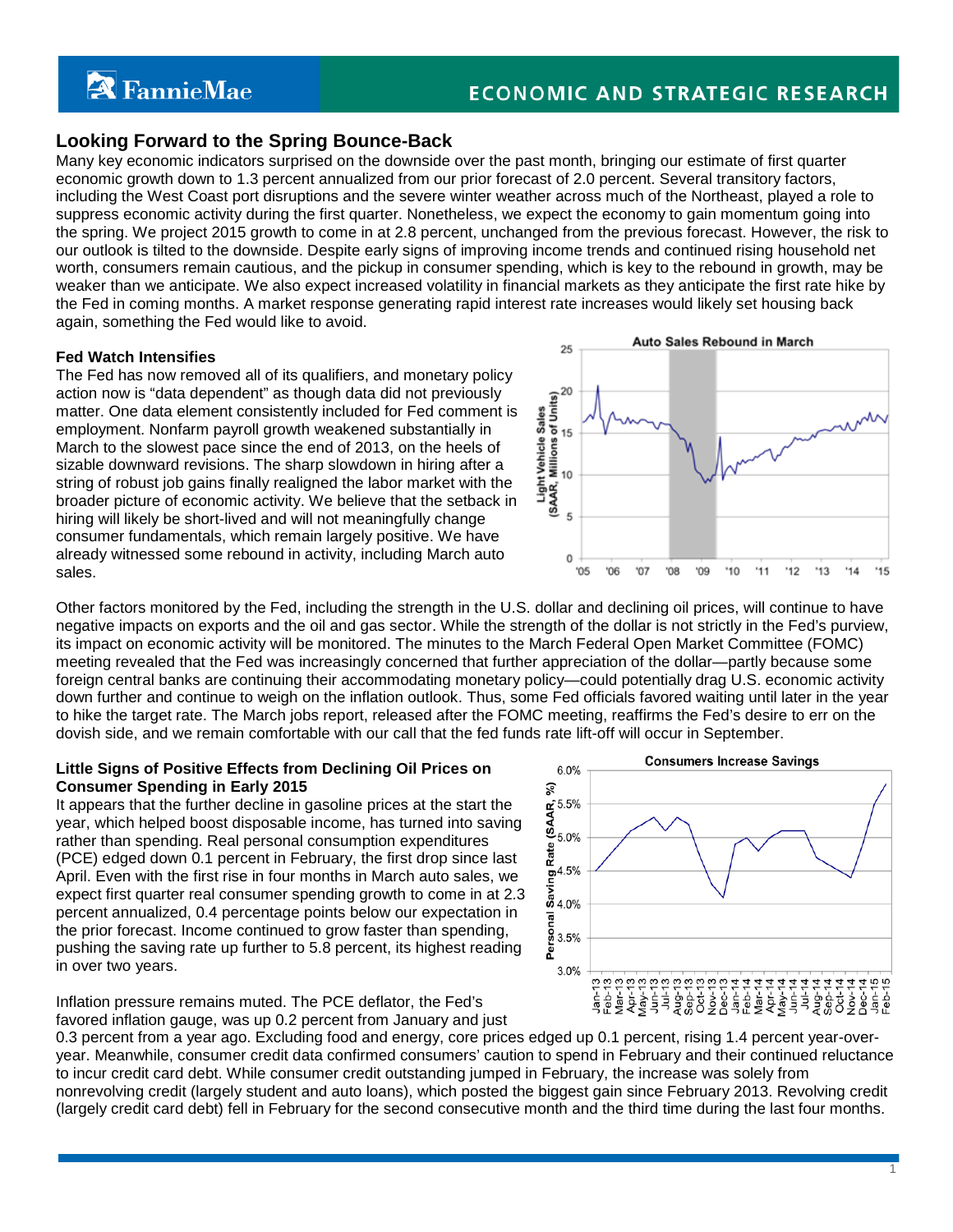# Looking Forward to the Spring Bounce-Back

Many key economic indicators surprised on the downside over the past month, bringing our estimate of first quarter economic growth down to 1.3 percent annualized from our prior forecast of 2.0 percent. Several transitory factors, including the West Coast port disruptions and the severe winter weather across much of the Northeast, played a role to suppress economic activity during the first quarter. Nonetheless, we expect the economy to gain momentum going into the spring. We project 2015 growth to come in at 2.8 percent, unchanged from the previous forecast. However, the risk to our outlook is tilted to the downside. Despite early signs of improving income trends and continued rising household net worth, consumers remain cautious, and the pickup in consumer spending, which is key to the rebound in growth, may be weaker than we anticipate. We also expect increased volatility in financial markets as they anticipate the first rate hike by the Fed in coming months. A market response generating rapid interest rate increases would likely set housing back again, something the Fed would like to avoid.

### Fed Watch Intensifies

The Fed has now removed all of its qualifiers, and monetary policy action now is "data dependent" as though data did not previously matter. One data element consistently included for Fed comment is employment. Nonfarm payroll growth weakened substantially in March to the slowest pace since the end of 2013, on the heels of sizable downward revisions. The sharp slowdown in hiring after a string of robust job gains finally realigned the labor market with the broader picture of economic activity. We believe that the setback in hiring will likely be short-lived and will not meaningfully change consumer fundamentals, which remain largely positive. We have already witnessed some rebound in activity, including March auto sales.

Auto Sales Rebound in March

Other factors monitored by the Fed, including the strength in the U.S. dollar and declining oil prices, will continue to have negative impacts on exports and the oil and gas sector. While the strength of the dollar is not strictly in the Fed's purview, its impact on economic activity will be monitored. The minutes to the March Federal Open Market Committee (FOMC) meeting revealed that the Fed was increasingly concerned that further appreciation of the dollar—partly because some foreign central banks are continuing their accommodating monetary policy—could potentially drag U.S. economic activity down further and continue to weigh on the inflation outlook. Thus, some Fed officials favored waiting until later in the year to hike the target rate. The March jobs report, released after the FOMC meeting, reaffirms the Fed's desire to err on the dovish side, and we remain comfortable with our call that the fed funds rate lift-off will occur in September.

### Little Signs of Positive Effects from Declining Oil Prices on Consumer Spending in Early 2015

It appears that the further decline in gasoline prices at the start the year, which helped boost disposable income, has turned into saving rather than spending. Real personal consumption expenditures (PCE) edged down 0.1 percent in February, the first drop since last April. Even with the first rise in four months in March auto sales, we expect first quarter real consumer spending growth to come in at 2.3 percent annualized, 0.4 percentage points below our expectation in the prior forecast. Income continued to grow faster than spending, pushing the saving rate up further to 5.8 percent, its highest reading in over two years.

Consumers Increase Savings

Inflation pressure remains muted. The PCE deflator, the Fed's favored inflation gauge, was up 0.2 percent from January and just 0.3 percent from a year ago. Excluding food and energy, core prices edged up 0.1 percent, rising 1.4 percent year-over-year. Meanwhile, consumer credit data confirmed consumers' caution to spend in February and their continued reluctance to incur credit card debt. While consumer credit outstanding jumped in February, the increase was solely from nonrevolving credit (largely student and auto loans), which posted the biggest gain since February 2013. Revolving credit (largely credit card debt) fell in February for the second consecutive month and the third time during the last four months.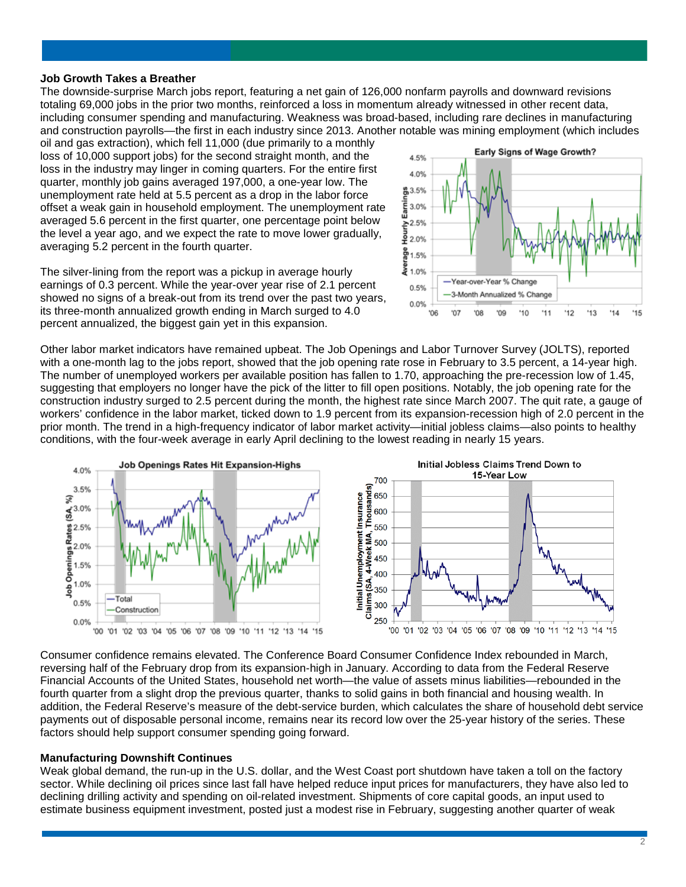### Job Growth Takes a Breather

The downside-surprise March jobs report, featuring a net gain of 126,000 nonfarm payrolls and downward revisions totaling 69,000 jobs in the prior two months, reinforced a loss in momentum already witnessed in other recent data, including consumer spending and manufacturing. Weakness was broad-based, including rare declines in manufacturing and construction payrolls—the first in each industry since 2013. Another notable was mining employment (which includes oil and gas extraction), which fell 11,000 (due primarily to a monthly loss of 10,000 support jobs) for the second straight month, and the loss in the industry may linger in coming quarters. For the entire first quarter, monthly job gains averaged 197,000, a one-year low. The unemployment rate held at 5.5 percent as a drop in the labor force offset a weak gain in household employment. The unemployment rate averaged 5.6 percent in the first quarter, one percentage point below the level a year ago, and we expect the rate to move lower gradually, averaging 5.2 percent in the fourth quarter.

The silver-lining from the report was a pickup in average hourly earnings of 0.3 percent. While the year-over year rise of 2.1 percent showed no signs of a break-out from its trend over the past two years, its three-month annualized growth ending in March surged to 4.0 percent annualized, the biggest gain yet in this expansion.

Early Signs of Wage Growth?

Other labor market indicators have remained upbeat. The Job Openings and Labor Turnover Survey (JOLTS), reported with a one-month lag to the jobs report, showed that the job opening rate rose in February to 3.5 percent, a 14-year high. The number of unemployed workers per available position has fallen to 1.70, approaching the pre-recession low of 1.45, suggesting that employers no longer have the pick of the litter to fill open positions. Notably, the job opening rate for the construction industry surged to 2.5 percent during the month, the highest rate since March 2007. The quit rate, a gauge of workers' confidence in the labor market, ticked down to 1.9 percent from its expansion-recession high of 2.0 percent in the prior month. The trend in a high-frequency indicator of labor market activity—initial jobless claims—also points to healthy conditions, with the four-week average in early April declining to the lowest reading in nearly 15 years.

Job Openings Rates Hit Expansion-Highs

Initial Jobless Claims Trend Down to 15-Year Low

Consumer confidence remains elevated. The Conference Board Consumer Confidence Index rebounded in March, reversing half of the February drop from its expansion-high in January. According to data from the Federal Reserve Financial Accounts of the United States, household net worth—the value of assets minus liabilities—rebounded in the fourth quarter from a slight drop the previous quarter, thanks to solid gains in both financial and housing wealth. In addition, the Federal Reserve's measure of the debt-service burden, which calculates the share of household debt service payments out of disposable personal income, remains near its record low over the 25-year history of the series. These factors should help support consumer spending going forward.

### Manufacturing Downshift Continues

Weak global demand, the run-up in the U.S. dollar, and the West Coast port shutdown have taken a toll on the factory sector. While declining oil prices since last fall have helped reduce input prices for manufacturers, they have also led to declining drilling activity and spending on oil-related investment. Shipments of core capital goods, an input used to estimate business equipment investment, posted just a modest rise in February, suggesting another quarter of weak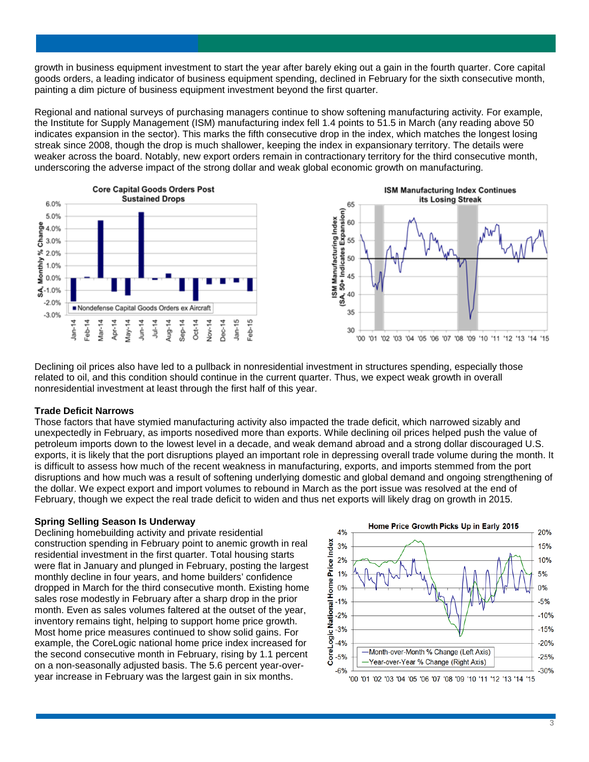growth in business equipment investment to start the year after barely eking out a gain in the fourth quarter. Core capital goods orders, a leading indicator of business equipment spending, declined in February for the sixth consecutive month, painting a dim picture of business equipment investment beyond the first quarter.

Regional and national surveys of purchasing managers continue to show softening manufacturing activity. For example, the Institute for Supply Management (ISM) manufacturing index fell 1.4 points to 51.5 in March (any reading above 50 indicates expansion in the sector). This marks the fifth consecutive drop in the index, which matches the longest losing streak since 2008, though the drop is much shallower, keeping the index in expansionary territory. The details were weaker across the board. Notably, new export orders remain in contractionary territory for the third consecutive month, underscoring the adverse impact of the strong dollar and weak global economic growth on manufacturing.

**Core Capital Goods Orders Post Sustained Drops**

**ISM Manufacturing Index Continues its Losing Streak**

Declining oil prices also have led to a pullback in nonresidential investment in structures spending, especially those related to oil, and this condition should continue in the current quarter. Thus, we expect weak growth in overall nonresidential investment at least through the first half of this year.

### Trade Deficit Narrows

Those factors that have stymied manufacturing activity also impacted the trade deficit, which narrowed sizably and unexpectedly in February, as imports nosedived more than exports. While declining oil prices helped push the value of petroleum imports down to the lowest level in a decade, and weak demand abroad and a strong dollar discouraged U.S. exports, it is likely that the port disruptions played an important role in depressing overall trade volume during the month. It is difficult to assess how much of the recent weakness in manufacturing, exports, and imports stemmed from the port disruptions and how much was a result of softening underlying domestic and global demand and ongoing strengthening of the dollar. We expect export and import volumes to rebound in March as the port issue was resolved at the end of February, though we expect the real trade deficit to widen and thus net exports will likely drag on growth in 2015.

### Spring Selling Season Is Underway

Declining homebuilding activity and private residential construction spending in February point to anemic growth in real residential investment in the first quarter. Total housing starts were flat in January and plunged in February, posting the largest monthly decline in four years, and home builders' confidence dropped in March for the third consecutive month. Existing home sales rose modestly in February after a sharp drop in the prior month. Even as sales volumes faltered at the outset of the year, inventory remains tight, helping to support home price growth. Most home price measures continued to show solid gains. For example, the CoreLogic national home price index increased for the second consecutive month in February, rising by 1.1 percent on a non-seasonally adjusted basis. The 5.6 percent year-over-year increase in February was the largest gain in six months.

**Home Price Growth Picks Up in Early 2015**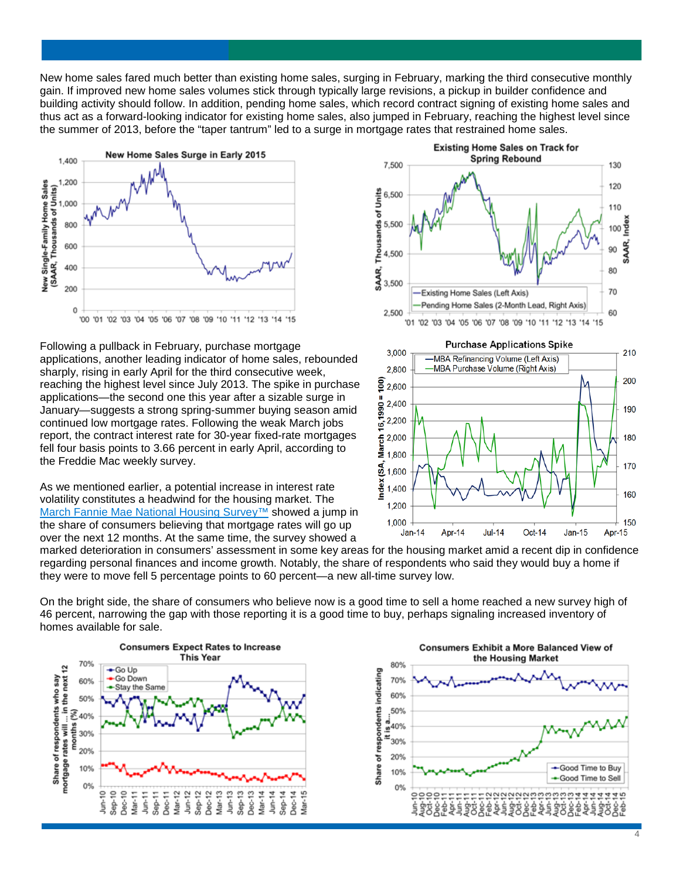New home sales fared much better than existing home sales, surging in February, marking the third consecutive monthly gain. If improved new home sales volumes stick through typically large revisions, a pickup in builder confidence and building activity should follow. In addition, pending home sales, which record contract signing of existing home sales and thus act as a forward-looking indicator for existing home sales, also jumped in February, reaching the highest level since the summer of 2013, before the "taper tantrum" led to a surge in mortgage rates that restrained home sales.

Following a pullback in February, purchase mortgage applications, another leading indicator of home sales, rebounded sharply, rising in early April for the third consecutive week, reaching the highest level since July 2013. The spike in purchase applications—the second one this year after a sizable surge in January—suggests a strong spring-summer buying season amid continued low mortgage rates. Following the weak March jobs report, the contract interest rate for 30-year fixed-rate mortgages fell four basis points to 3.66 percent in early April, according to the Freddie Mac weekly survey.

As we mentioned earlier, a potential increase in interest rate volatility constitutes a headwind for the housing market. The [March Fannie Mae National Housing Survey™](#) showed a jump in the share of consumers believing that mortgage rates will go up over the next 12 months. At the same time, the survey showed a marked deterioration in consumers' assessment in some key areas for the housing market amid a recent dip in confidence regarding personal finances and income growth. Notably, the share of respondents who said they would buy a home if they were to move fell 5 percentage points to 60 percent—a new all-time survey low.

On the bright side, the share of consumers who believe now is a good time to sell a home reached a new survey high of 46 percent, narrowing the gap with those reporting it is a good time to buy, perhaps signaling increased inventory of homes available for sale.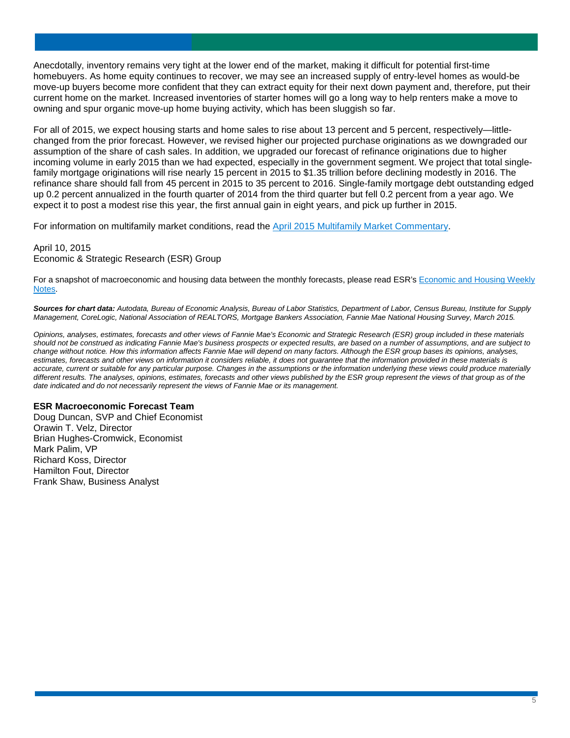Anecdotally, inventory remains very tight at the lower end of the market, making it difficult for potential first-time homebuyers. As home equity continues to recover, we may see an increased supply of entry-level homes as would-be move-up buyers become more confident that they can extract equity for their next down payment and, therefore, put their current home on the market. Increased inventories of starter homes will go a long way to help renters make a move to owning and spur organic move-up home buying activity, which has been sluggish so far.

For all of 2015, we expect housing starts and home sales to rise about 13 percent and 5 percent, respectively—little-changed from the prior forecast. However, we revised higher our projected purchase originations as we downgraded our assumption of the share of cash sales. In addition, we upgraded our forecast of refinance originations due to higher incoming volume in early 2015 than we had expected, especially in the government segment. We project that total single-family mortgage originations will rise nearly 15 percent in 2015 to $1.35 trillion before declining modestly in 2016. The refinance share should fall from 45 percent in 2015 to 35 percent to 2016. Single-family mortgage debt outstanding edged up 0.2 percent annualized in the fourth quarter of 2014 from the third quarter but fell 0.2 percent from a year ago. We expect it to post a modest rise this year, the first annual gain in eight years, and pick up further in 2015.

For information on multifamily market conditions, read the [April 2015 Multifamily Market Commentary].

April 10, 2015
Economic & Strategic Research (ESR) Group

For a snapshot of macroeconomic and housing data between the monthly forecasts, please read ESR's [Economic and Housing Weekly Notes].

***Sources for chart data:*** *Autodata, Bureau of Economic Analysis, Bureau of Labor Statistics, Department of Labor, Census Bureau, Institute for Supply Management, CoreLogic, National Association of REALTORS, Mortgage Bankers Association, Fannie Mae National Housing Survey, March 2015.*

*Opinions, analyses, estimates, forecasts and other views of Fannie Mae's Economic and Strategic Research (ESR) group included in these materials should not be construed as indicating Fannie Mae's business prospects or expected results, are based on a number of assumptions, and are subject to change without notice. How this information affects Fannie Mae will depend on many factors. Although the ESR group bases its opinions, analyses, estimates, forecasts and other views on information it considers reliable, it does not guarantee that the information provided in these materials is accurate, current or suitable for any particular purpose. Changes in the assumptions or the information underlying these views could produce materially different results. The analyses, opinions, estimates, forecasts and other views published by the ESR group represent the views of that group as of the date indicated and do not necessarily represent the views of Fannie Mae or its management.*

**ESR Macroeconomic Forecast Team**
Doug Duncan, SVP and Chief Economist
Orawin T. Velz, Director
Brian Hughes-Cromwick, Economist
Mark Palim, VP
Richard Koss, Director
Hamilton Fout, Director
Frank Shaw, Business Analyst